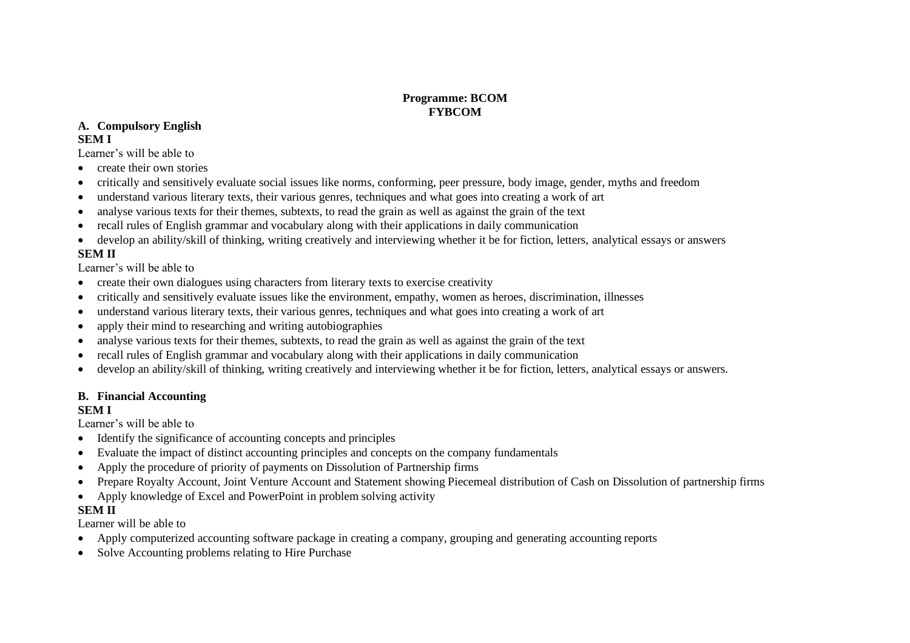**Programme: BCOM**
**FYBCOM**

## A. Compulsory English

**SEM I**

Learner's will be able to

- create their own stories
- critically and sensitively evaluate social issues like norms, conforming, peer pressure, body image, gender, myths and freedom
- understand various literary texts, their various genres, techniques and what goes into creating a work of art
- analyse various texts for their themes, subtexts, to read the grain as well as against the grain of the text
- recall rules of English grammar and vocabulary along with their applications in daily communication
- develop an ability/skill of thinking, writing creatively and interviewing whether it be for fiction, letters, analytical essays or answers

**SEM II**

Learner's will be able to

- create their own dialogues using characters from literary texts to exercise creativity
- critically and sensitively evaluate issues like the environment, empathy, women as heroes, discrimination, illnesses
- understand various literary texts, their various genres, techniques and what goes into creating a work of art
- apply their mind to researching and writing autobiographies
- analyse various texts for their themes, subtexts, to read the grain as well as against the grain of the text
- recall rules of English grammar and vocabulary along with their applications in daily communication
- develop an ability/skill of thinking, writing creatively and interviewing whether it be for fiction, letters, analytical essays or answers.

## B. Financial Accounting

**SEM I**

Learner's will be able to

- Identify the significance of accounting concepts and principles
- Evaluate the impact of distinct accounting principles and concepts on the company fundamentals
- Apply the procedure of priority of payments on Dissolution of Partnership firms
- Prepare Royalty Account, Joint Venture Account and Statement showing Piecemeal distribution of Cash on Dissolution of partnership firms
- Apply knowledge of Excel and PowerPoint in problem solving activity

**SEM II**

Learner will be able to

- Apply computerized accounting software package in creating a company, grouping and generating accounting reports
- Solve Accounting problems relating to Hire Purchase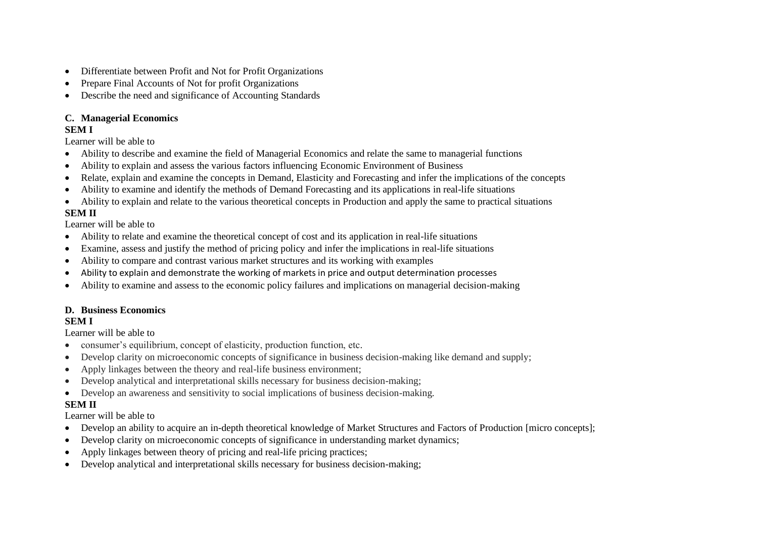- Differentiate between Profit and Not for Profit Organizations
- Prepare Final Accounts of Not for profit Organizations
- Describe the need and significance of Accounting Standards

### C. Managerial Economics

**SEM I**

Learner will be able to

- Ability to describe and examine the field of Managerial Economics and relate the same to managerial functions
- Ability to explain and assess the various factors influencing Economic Environment of Business
- Relate, explain and examine the concepts in Demand, Elasticity and Forecasting and infer the implications of the concepts
- Ability to examine and identify the methods of Demand Forecasting and its applications in real-life situations
- Ability to explain and relate to the various theoretical concepts in Production and apply the same to practical situations

**SEM II**

Learner will be able to

- Ability to relate and examine the theoretical concept of cost and its application in real-life situations
- Examine, assess and justify the method of pricing policy and infer the implications in real-life situations
- Ability to compare and contrast various market structures and its working with examples
- Ability to explain and demonstrate the working of markets in price and output determination processes
- Ability to examine and assess to the economic policy failures and implications on managerial decision-making

### D. Business Economics

**SEM I**

Learner will be able to

- consumer's equilibrium, concept of elasticity, production function, etc.
- Develop clarity on microeconomic concepts of significance in business decision-making like demand and supply;
- Apply linkages between the theory and real-life business environment;
- Develop analytical and interpretational skills necessary for business decision-making;
- Develop an awareness and sensitivity to social implications of business decision-making.

**SEM II**

Learner will be able to

- Develop an ability to acquire an in-depth theoretical knowledge of Market Structures and Factors of Production [micro concepts];
- Develop clarity on microeconomic concepts of significance in understanding market dynamics;
- Apply linkages between theory of pricing and real-life pricing practices;
- Develop analytical and interpretational skills necessary for business decision-making;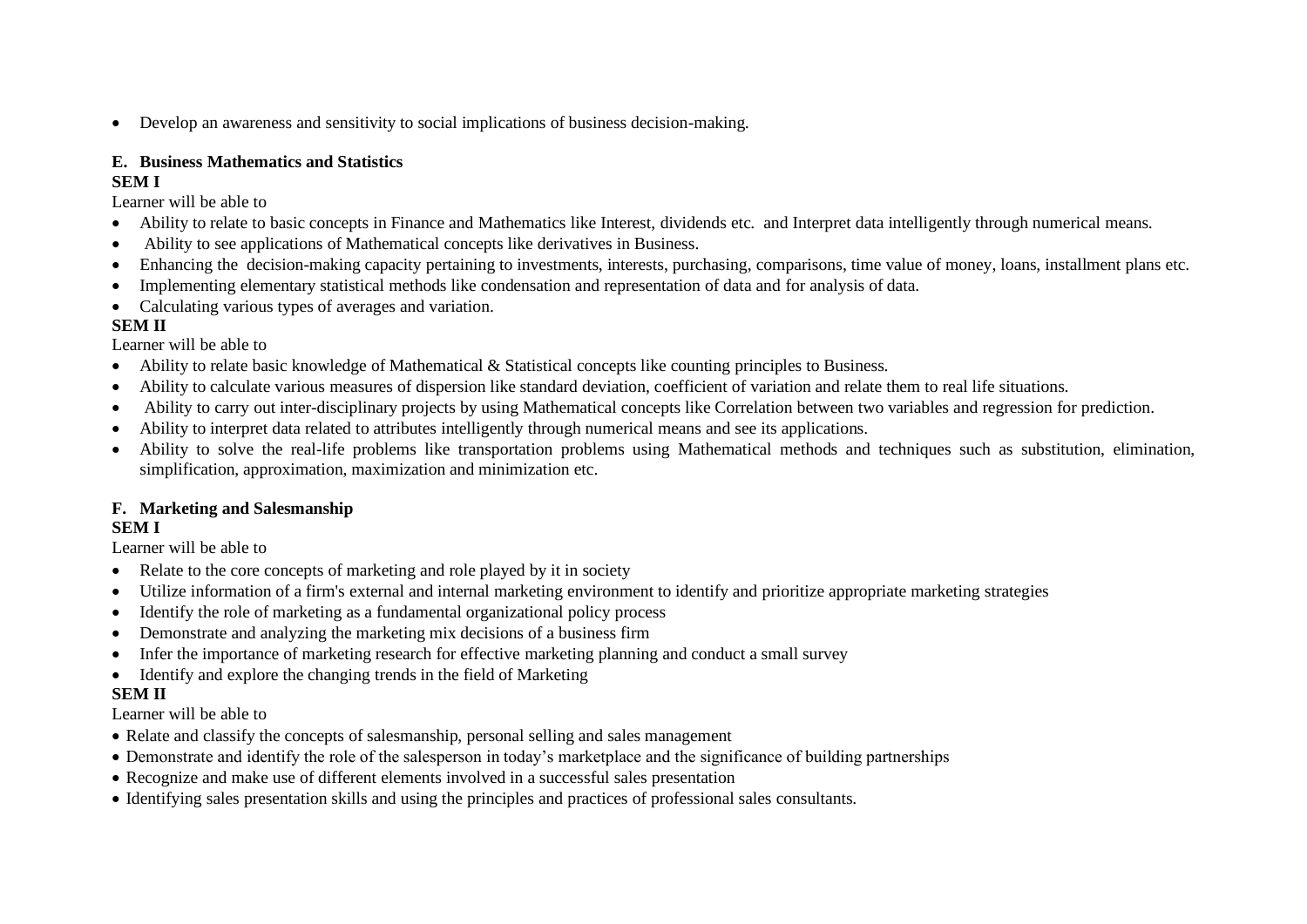- Develop an awareness and sensitivity to social implications of business decision-making.

### E. Business Mathematics and Statistics

**SEM I**

Learner will be able to

- Ability to relate to basic concepts in Finance and Mathematics like Interest, dividends etc. and Interpret data intelligently through numerical means.
- Ability to see applications of Mathematical concepts like derivatives in Business.
- Enhancing the decision-making capacity pertaining to investments, interests, purchasing, comparisons, time value of money, loans, installment plans etc.
- Implementing elementary statistical methods like condensation and representation of data and for analysis of data.
- Calculating various types of averages and variation.

**SEM II**

Learner will be able to

- Ability to relate basic knowledge of Mathematical & Statistical concepts like counting principles to Business.
- Ability to calculate various measures of dispersion like standard deviation, coefficient of variation and relate them to real life situations.
- Ability to carry out inter-disciplinary projects by using Mathematical concepts like Correlation between two variables and regression for prediction.
- Ability to interpret data related to attributes intelligently through numerical means and see its applications.
- Ability to solve the real-life problems like transportation problems using Mathematical methods and techniques such as substitution, elimination, simplification, approximation, maximization and minimization etc.

### F. Marketing and Salesmanship

**SEM I**

Learner will be able to

- Relate to the core concepts of marketing and role played by it in society
- Utilize information of a firm's external and internal marketing environment to identify and prioritize appropriate marketing strategies
- Identify the role of marketing as a fundamental organizational policy process
- Demonstrate and analyzing the marketing mix decisions of a business firm
- Infer the importance of marketing research for effective marketing planning and conduct a small survey
- Identify and explore the changing trends in the field of Marketing

**SEM II**

Learner will be able to

- Relate and classify the concepts of salesmanship, personal selling and sales management
- Demonstrate and identify the role of the salesperson in today's marketplace and the significance of building partnerships
- Recognize and make use of different elements involved in a successful sales presentation
- Identifying sales presentation skills and using the principles and practices of professional sales consultants.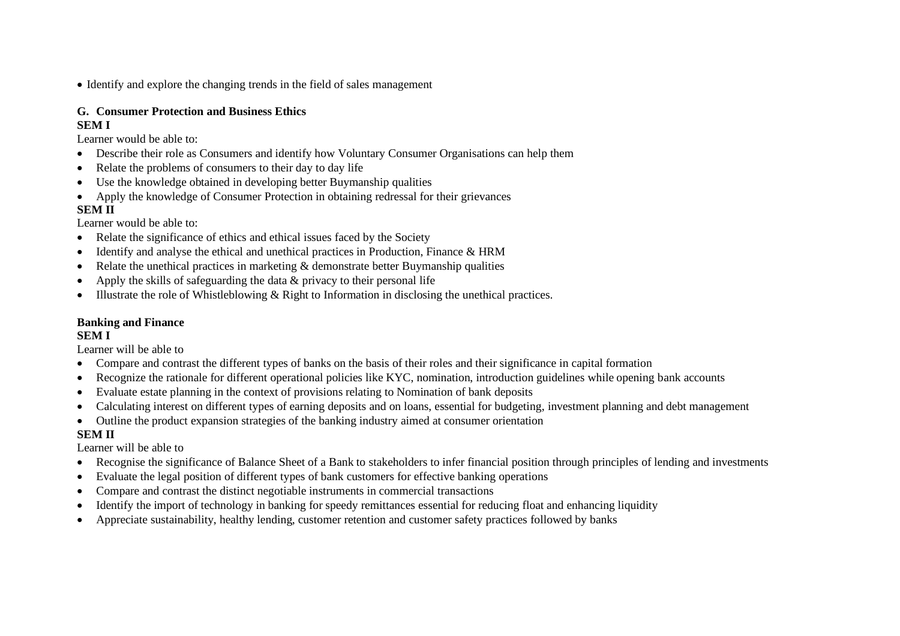- Identify and explore the changing trends in the field of sales management

**G. Consumer Protection and Business Ethics**

**SEM I**

Learner would be able to:

- Describe their role as Consumers and identify how Voluntary Consumer Organisations can help them
- Relate the problems of consumers to their day to day life
- Use the knowledge obtained in developing better Buymanship qualities
- Apply the knowledge of Consumer Protection in obtaining redressal for their grievances

**SEM II**

Learner would be able to:

- Relate the significance of ethics and ethical issues faced by the Society
- Identify and analyse the ethical and unethical practices in Production, Finance & HRM
- Relate the unethical practices in marketing & demonstrate better Buymanship qualities
- Apply the skills of safeguarding the data & privacy to their personal life
- Illustrate the role of Whistleblowing & Right to Information in disclosing the unethical practices.

**Banking and Finance**

**SEM I**

Learner will be able to

- Compare and contrast the different types of banks on the basis of their roles and their significance in capital formation
- Recognize the rationale for different operational policies like KYC, nomination, introduction guidelines while opening bank accounts
- Evaluate estate planning in the context of provisions relating to Nomination of bank deposits
- Calculating interest on different types of earning deposits and on loans, essential for budgeting, investment planning and debt management
- Outline the product expansion strategies of the banking industry aimed at consumer orientation

**SEM II**

Learner will be able to

- Recognise the significance of Balance Sheet of a Bank to stakeholders to infer financial position through principles of lending and investments
- Evaluate the legal position of different types of bank customers for effective banking operations
- Compare and contrast the distinct negotiable instruments in commercial transactions
- Identify the import of technology in banking for speedy remittances essential for reducing float and enhancing liquidity
- Appreciate sustainability, healthy lending, customer retention and customer safety practices followed by banks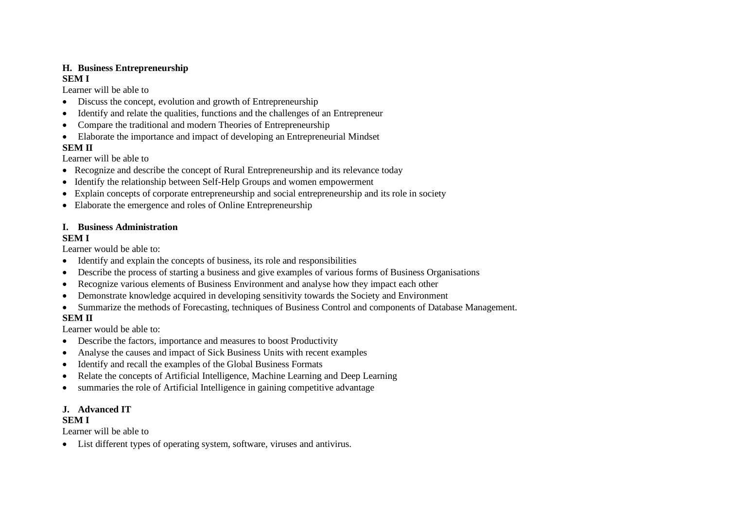### H. Business Entrepreneurship

**SEM I**

Learner will be able to

- Discuss the concept, evolution and growth of Entrepreneurship
- Identify and relate the qualities, functions and the challenges of an Entrepreneur
- Compare the traditional and modern Theories of Entrepreneurship
- Elaborate the importance and impact of developing an Entrepreneurial Mindset

**SEM II**

Learner will be able to

- Recognize and describe the concept of Rural Entrepreneurship and its relevance today
- Identify the relationship between Self-Help Groups and women empowerment
- Explain concepts of corporate entrepreneurship and social entrepreneurship and its role in society
- Elaborate the emergence and roles of Online Entrepreneurship

### I. Business Administration

**SEM I**

Learner would be able to:

- Identify and explain the concepts of business, its role and responsibilities
- Describe the process of starting a business and give examples of various forms of Business Organisations
- Recognize various elements of Business Environment and analyse how they impact each other
- Demonstrate knowledge acquired in developing sensitivity towards the Society and Environment
- Summarize the methods of Forecasting, techniques of Business Control and components of Database Management.

**SEM II**

Learner would be able to:

- Describe the factors, importance and measures to boost Productivity
- Analyse the causes and impact of Sick Business Units with recent examples
- Identify and recall the examples of the Global Business Formats
- Relate the concepts of Artificial Intelligence, Machine Learning and Deep Learning
- summaries the role of Artificial Intelligence in gaining competitive advantage

### J. Advanced IT

**SEM I**

Learner will be able to

- List different types of operating system, software, viruses and antivirus.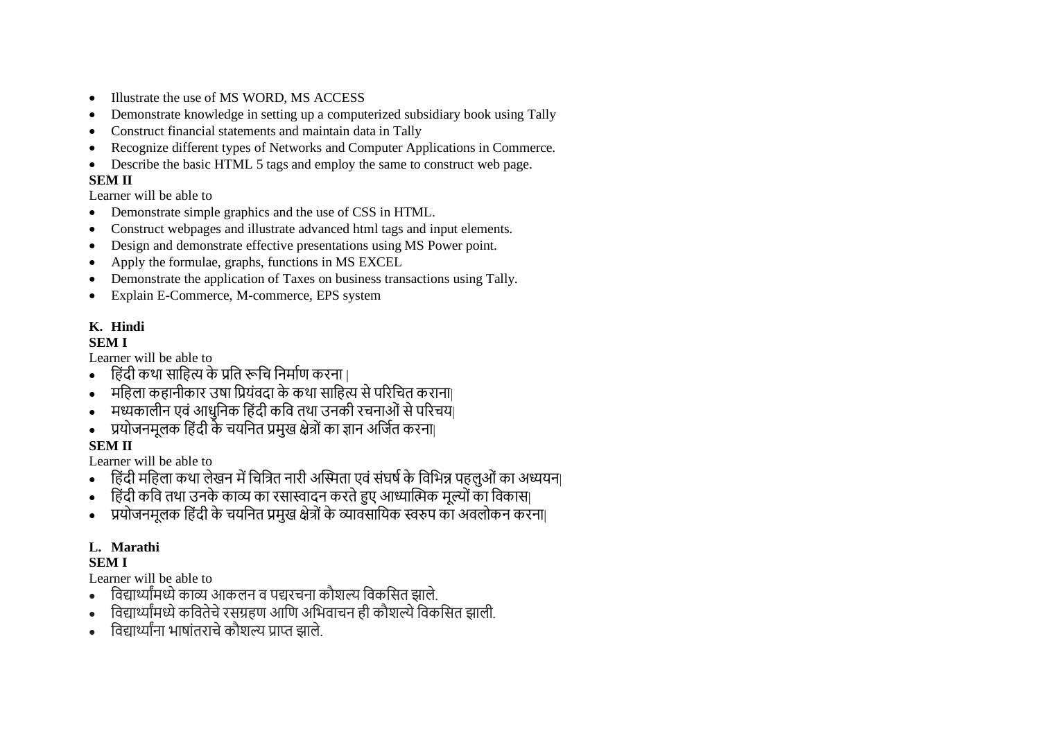- Illustrate the use of MS WORD, MS ACCESS
- Demonstrate knowledge in setting up a computerized subsidiary book using Tally
- Construct financial statements and maintain data in Tally
- Recognize different types of Networks and Computer Applications in Commerce.
- Describe the basic HTML 5 tags and employ the same to construct web page.

**SEM II**

Learner will be able to

- Demonstrate simple graphics and the use of CSS in HTML.
- Construct webpages and illustrate advanced html tags and input elements.
- Design and demonstrate effective presentations using MS Power point.
- Apply the formulae, graphs, functions in MS EXCEL
- Demonstrate the application of Taxes on business transactions using Tally.
- Explain E-Commerce, M-commerce, EPS system

## K. Hindi

**SEM I**

Learner will be able to

- हिंदी कथा साहित्य के प्रति रूचि निर्माण करना |
- महिला कहानीकार उषा प्रियंवदा के कथा साहित्य से परिचित कराना|
- मध्यकालीन एवं आधुनिक हिंदी कवि तथा उनकी रचनाओं से परिचय|
- प्रयोजनमूलक हिंदी के चयनित प्रमुख क्षेत्रों का ज्ञान अर्जित करना|

**SEM II**

Learner will be able to

- हिंदी महिला कथा लेखन में चित्रित नारी अस्मिता एवं संघर्ष के विभिन्न पहलुओं का अध्ययन|
- हिंदी कवि तथा उनके काव्य का रसास्वादन करते हुए आध्यात्मिक मूल्यों का विकास|
- प्रयोजनमूलक हिंदी के चयनित प्रमुख क्षेत्रों के व्यावसायिक स्वरुप का अवलोकन करना|

## L. Marathi

**SEM I**

Learner will be able to

- विद्यार्थ्यांमध्ये काव्य आकलन व पद्यरचना कौशल्य विकसित झाले.
- विद्यार्थ्यांमध्ये कवितेचे रसग्रहण आणि अभिवाचन ही कौशल्ये विकसित झाली.
- विद्यार्थ्यांना भाषांतराचे कौशल्य प्राप्त झाले.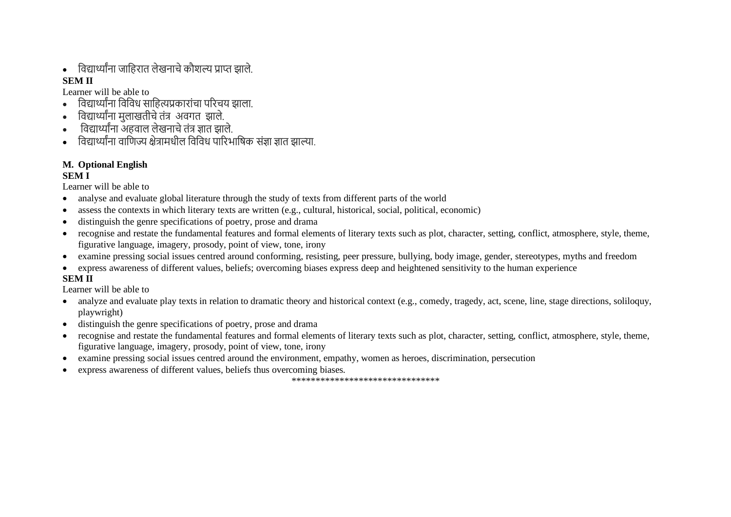- विद्यार्थ्यांना जाहिरात लेखनाचे कौशल्य प्राप्त झाले.

**SEM II**

Learner will be able to

- विद्यार्थ्यांना विविध साहित्यप्रकारांचा परिचय झाला.
- विद्यार्थ्यांना मुलाखतीचे तंत्र अवगत झाले.
- विद्यार्थ्यांना अहवाल लेखनाचे तंत्र ज्ञात झाले.
- विद्यार्थ्यांना वाणिज्य क्षेत्रामधील विविध पारिभाषिक संज्ञा ज्ञात झाल्या.

**M. Optional English**

**SEM I**

Learner will be able to

- analyse and evaluate global literature through the study of texts from different parts of the world
- assess the contexts in which literary texts are written (e.g., cultural, historical, social, political, economic)
- distinguish the genre specifications of poetry, prose and drama
- recognise and restate the fundamental features and formal elements of literary texts such as plot, character, setting, conflict, atmosphere, style, theme, figurative language, imagery, prosody, point of view, tone, irony
- examine pressing social issues centred around conforming, resisting, peer pressure, bullying, body image, gender, stereotypes, myths and freedom
- express awareness of different values, beliefs; overcoming biases express deep and heightened sensitivity to the human experience

**SEM II**

Learner will be able to

- analyze and evaluate play texts in relation to dramatic theory and historical context (e.g., comedy, tragedy, act, scene, line, stage directions, soliloquy, playwright)
- distinguish the genre specifications of poetry, prose and drama
- recognise and restate the fundamental features and formal elements of literary texts such as plot, character, setting, conflict, atmosphere, style, theme, figurative language, imagery, prosody, point of view, tone, irony
- examine pressing social issues centred around the environment, empathy, women as heroes, discrimination, persecution
- express awareness of different values, beliefs thus overcoming biases.

*******************************